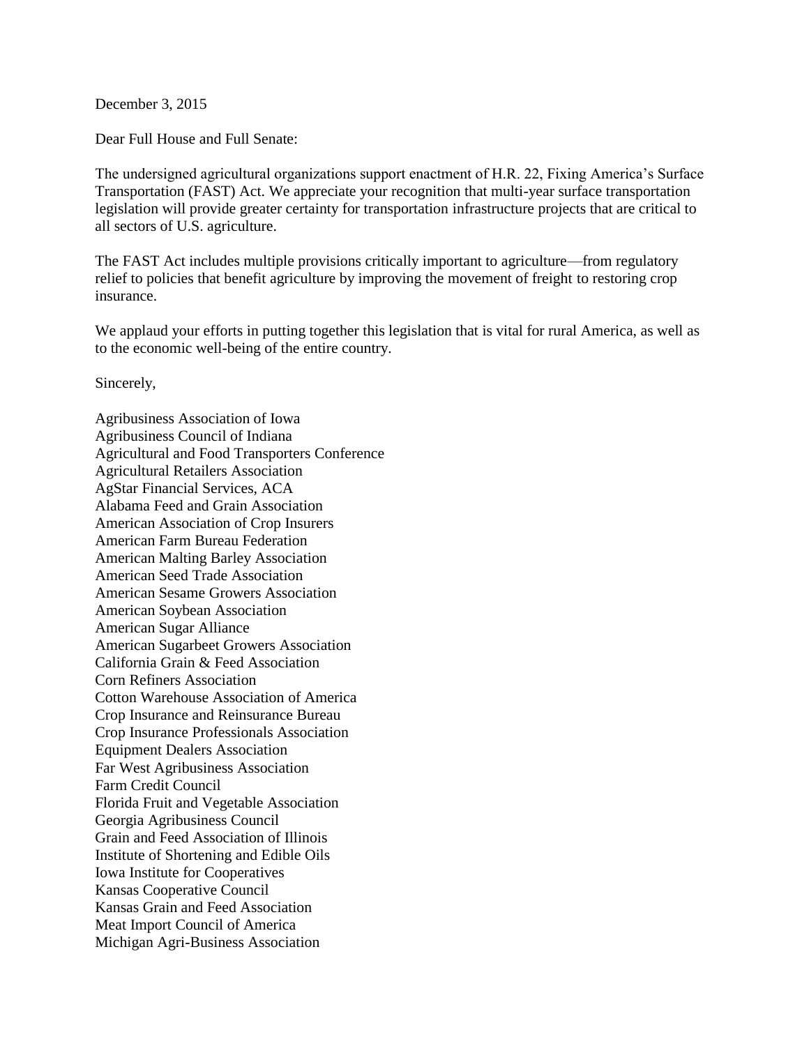December 3, 2015

Dear Full House and Full Senate:

The undersigned agricultural organizations support enactment of H.R. 22, Fixing America's Surface Transportation (FAST) Act. We appreciate your recognition that multi-year surface transportation legislation will provide greater certainty for transportation infrastructure projects that are critical to all sectors of U.S. agriculture.

The FAST Act includes multiple provisions critically important to agriculture—from regulatory relief to policies that benefit agriculture by improving the movement of freight to restoring crop insurance.

We applaud your efforts in putting together this legislation that is vital for rural America, as well as to the economic well-being of the entire country.

Sincerely,

Agribusiness Association of Iowa
Agribusiness Council of Indiana
Agricultural and Food Transporters Conference
Agricultural Retailers Association
AgStar Financial Services, ACA
Alabama Feed and Grain Association
American Association of Crop Insurers
American Farm Bureau Federation
American Malting Barley Association
American Seed Trade Association
American Sesame Growers Association
American Soybean Association
American Sugar Alliance
American Sugarbeet Growers Association
California Grain & Feed Association
Corn Refiners Association
Cotton Warehouse Association of America
Crop Insurance and Reinsurance Bureau
Crop Insurance Professionals Association
Equipment Dealers Association
Far West Agribusiness Association
Farm Credit Council
Florida Fruit and Vegetable Association
Georgia Agribusiness Council
Grain and Feed Association of Illinois
Institute of Shortening and Edible Oils
Iowa Institute for Cooperatives
Kansas Cooperative Council
Kansas Grain and Feed Association
Meat Import Council of America
Michigan Agri-Business Association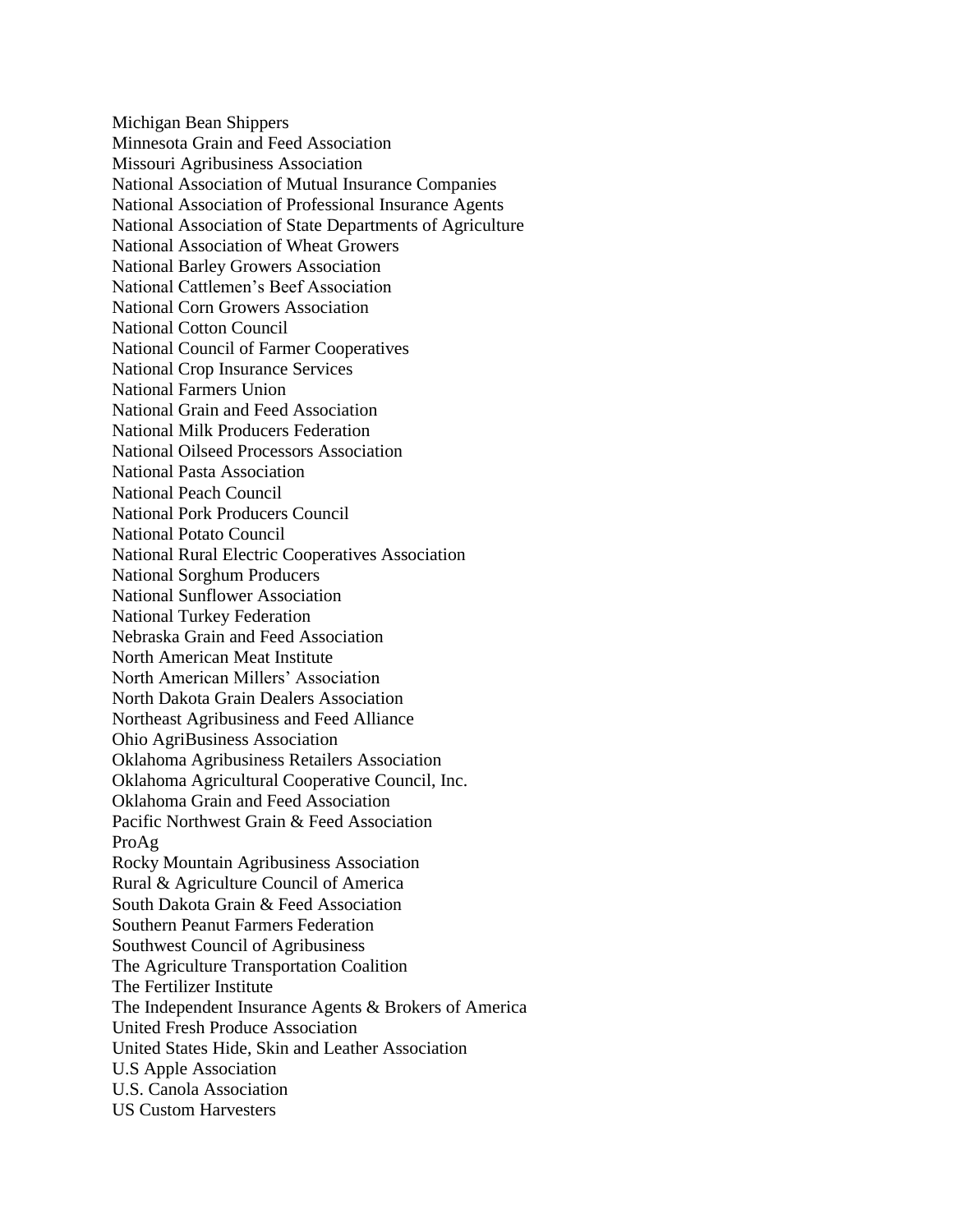Michigan Bean Shippers
Minnesota Grain and Feed Association
Missouri Agribusiness Association
National Association of Mutual Insurance Companies
National Association of Professional Insurance Agents
National Association of State Departments of Agriculture
National Association of Wheat Growers
National Barley Growers Association
National Cattlemen's Beef Association
National Corn Growers Association
National Cotton Council
National Council of Farmer Cooperatives
National Crop Insurance Services
National Farmers Union
National Grain and Feed Association
National Milk Producers Federation
National Oilseed Processors Association
National Pasta Association
National Peach Council
National Pork Producers Council
National Potato Council
National Rural Electric Cooperatives Association
National Sorghum Producers
National Sunflower Association
National Turkey Federation
Nebraska Grain and Feed Association
North American Meat Institute
North American Millers' Association
North Dakota Grain Dealers Association
Northeast Agribusiness and Feed Alliance
Ohio AgriBusiness Association
Oklahoma Agribusiness Retailers Association
Oklahoma Agricultural Cooperative Council, Inc.
Oklahoma Grain and Feed Association
Pacific Northwest Grain & Feed Association
ProAg
Rocky Mountain Agribusiness Association
Rural & Agriculture Council of America
South Dakota Grain & Feed Association
Southern Peanut Farmers Federation
Southwest Council of Agribusiness
The Agriculture Transportation Coalition
The Fertilizer Institute
The Independent Insurance Agents & Brokers of America
United Fresh Produce Association
United States Hide, Skin and Leather Association
U.S Apple Association
U.S. Canola Association
US Custom Harvesters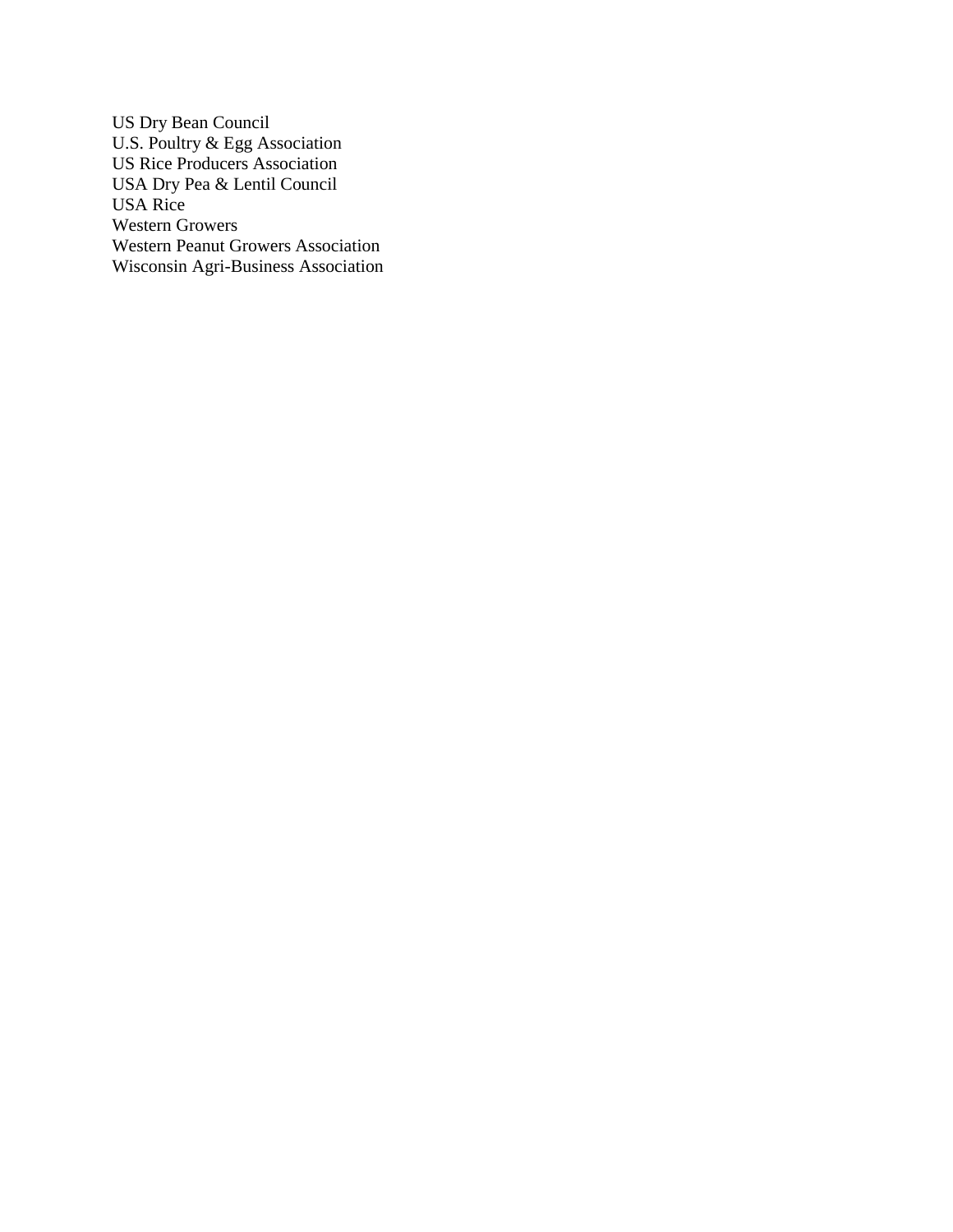US Dry Bean Council
U.S. Poultry & Egg Association
US Rice Producers Association
USA Dry Pea & Lentil Council
USA Rice
Western Growers
Western Peanut Growers Association
Wisconsin Agri-Business Association